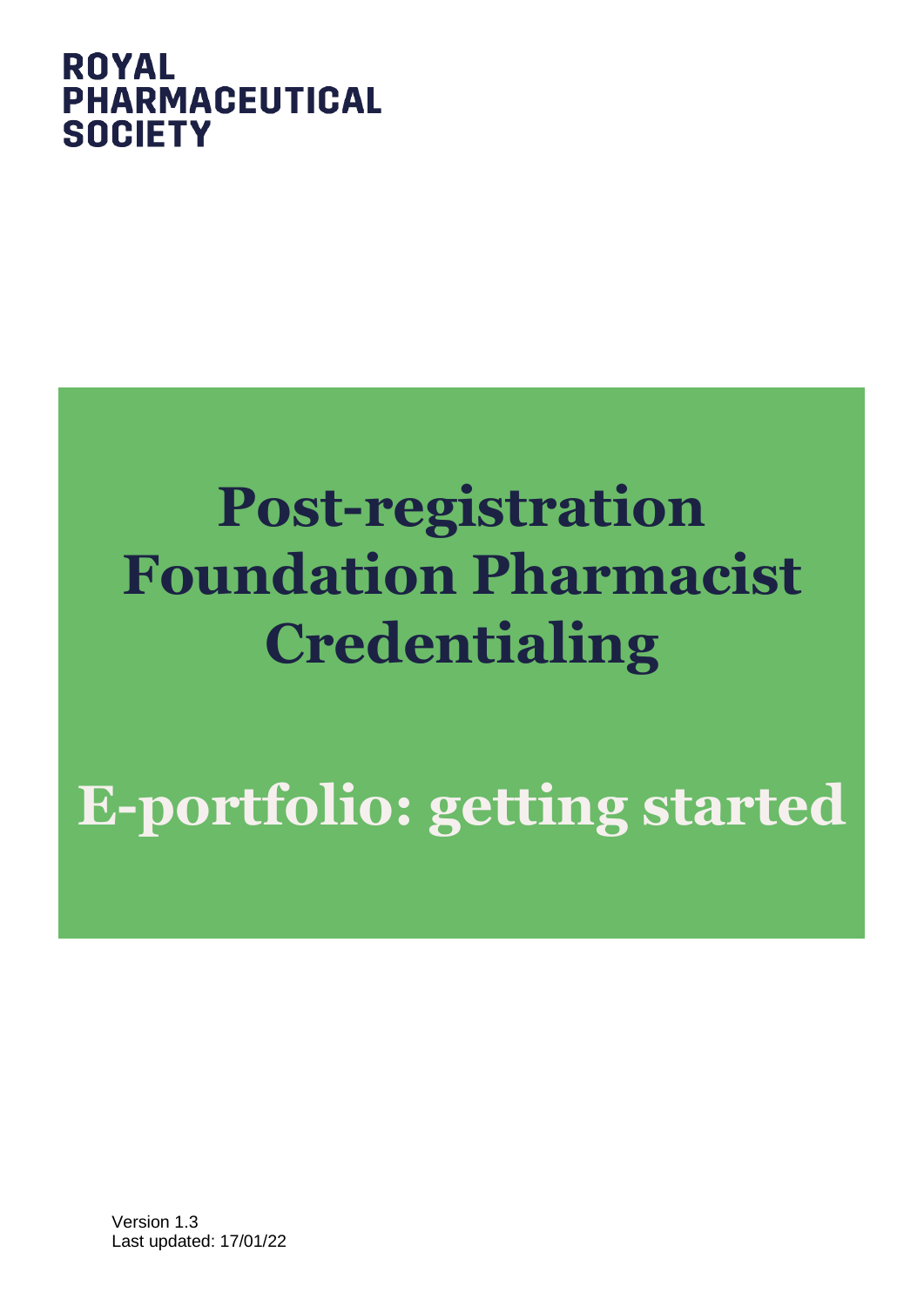ROYAL PHARMACEUTICAL SOCIETY

# Post-registration Foundation Pharmacist Credentialing

# E-portfolio: getting started

Version 1.3
Last updated: 17/01/22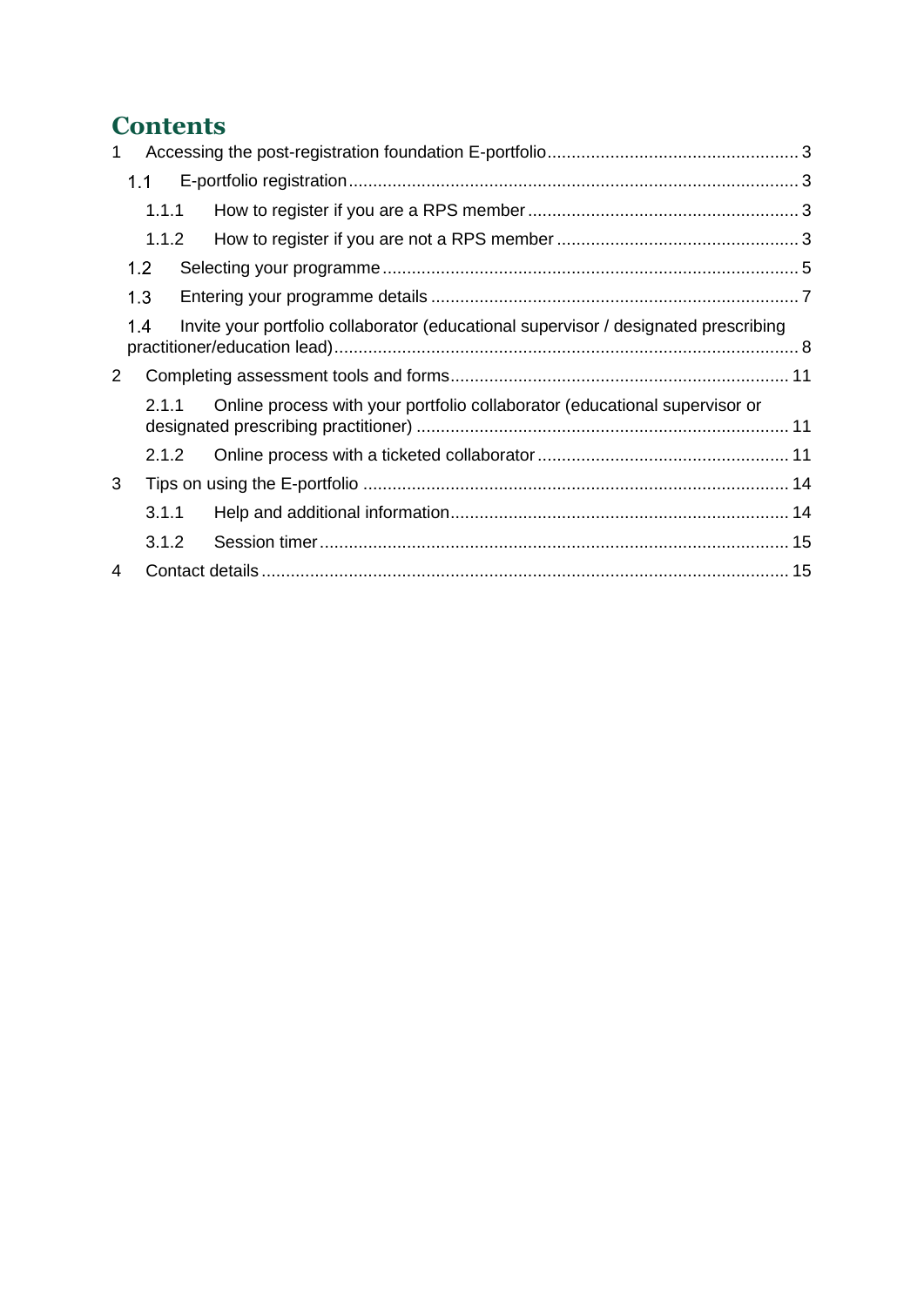# Contents

1 Accessing the post-registration foundation E-portfolio .......... 3

- 1.1 E-portfolio registration .......... 3
  - 1.1.1 How to register if you are a RPS member .......... 3
  - 1.1.2 How to register if you are not a RPS member .......... 3
- 1.2 Selecting your programme .......... 5
- 1.3 Entering your programme details .......... 7
- 1.4 Invite your portfolio collaborator (educational supervisor / designated prescribing practitioner/education lead) .......... 8

2 Completing assessment tools and forms .......... 11

- 2.1.1 Online process with your portfolio collaborator (educational supervisor or designated prescribing practitioner) .......... 11
- 2.1.2 Online process with a ticketed collaborator .......... 11

3 Tips on using the E-portfolio .......... 14

- 3.1.1 Help and additional information .......... 14
- 3.1.2 Session timer .......... 15

4 Contact details .......... 15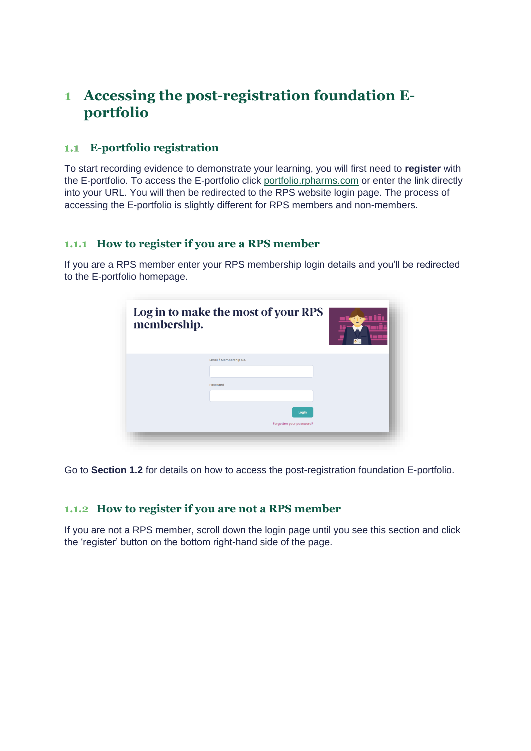# 1 Accessing the post-registration foundation E-portfolio

## 1.1 E-portfolio registration

To start recording evidence to demonstrate your learning, you will first need to **register** with the E-portfolio. To access the E-portfolio click portfolio.rpharms.com or enter the link directly into your URL. You will then be redirected to the RPS website login page. The process of accessing the E-portfolio is slightly different for RPS members and non-members.

### 1.1.1 How to register if you are a RPS member

If you are a RPS member enter your RPS membership login details and you'll be redirected to the E-portfolio homepage.

Go to **Section 1.2** for details on how to access the post-registration foundation E-portfolio.

### 1.1.2 How to register if you are not a RPS member

If you are not a RPS member, scroll down the login page until you see this section and click the 'register' button on the bottom right-hand side of the page.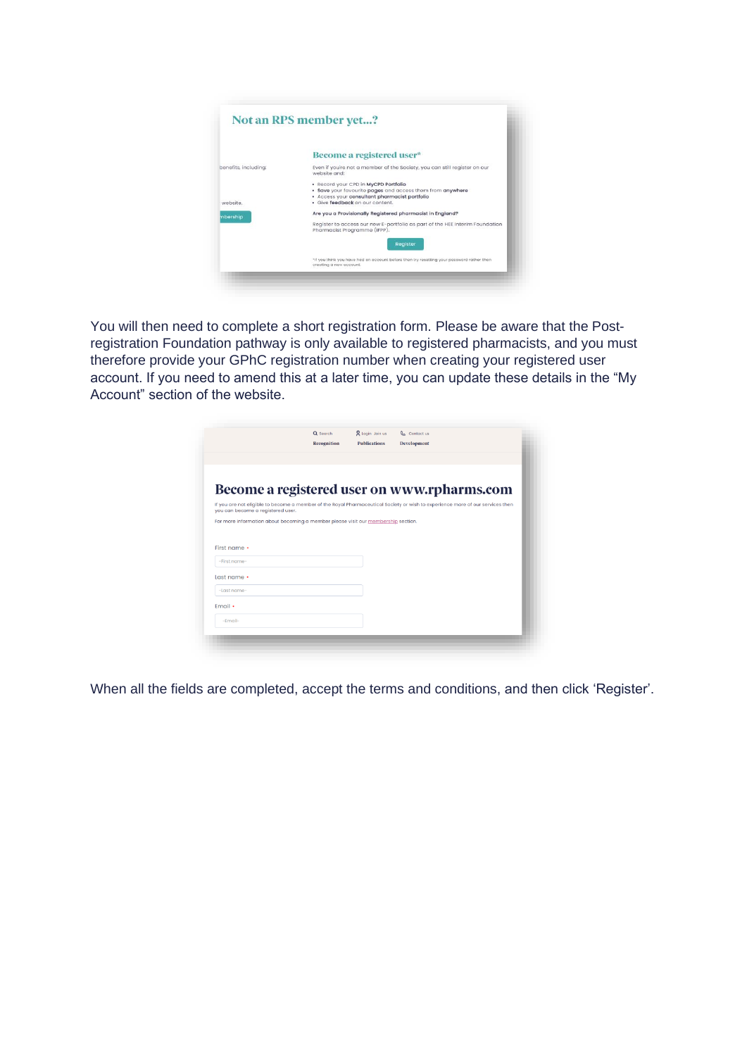You will then need to complete a short registration form. Please be aware that the Post-registration Foundation pathway is only available to registered pharmacists, and you must therefore provide your GPhC registration number when creating your registered user account. If you need to amend this at a later time, you can update these details in the “My Account” section of the website.

When all the fields are completed, accept the terms and conditions, and then click ‘Register’.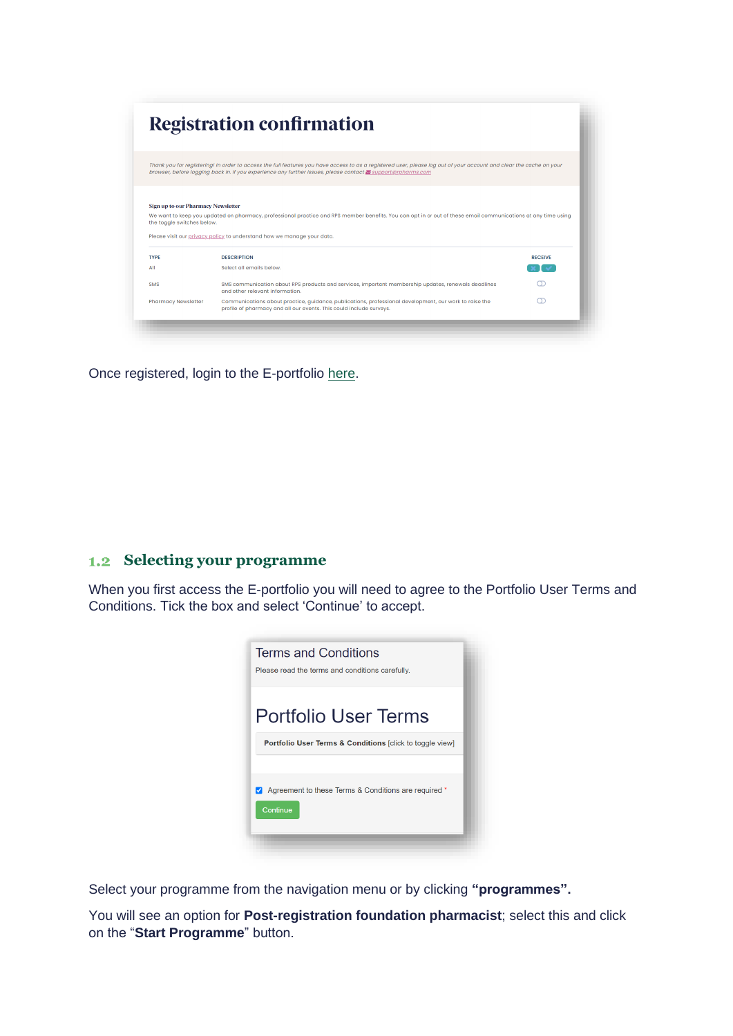Once registered, login to the E-portfolio here.

## 1.2 Selecting your programme

When you first access the E-portfolio you will need to agree to the Portfolio User Terms and Conditions. Tick the box and select 'Continue' to accept.

Select your programme from the navigation menu or by clicking **"programmes".**

You will see an option for **Post-registration foundation pharmacist**; select this and click on the "**Start Programme**" button.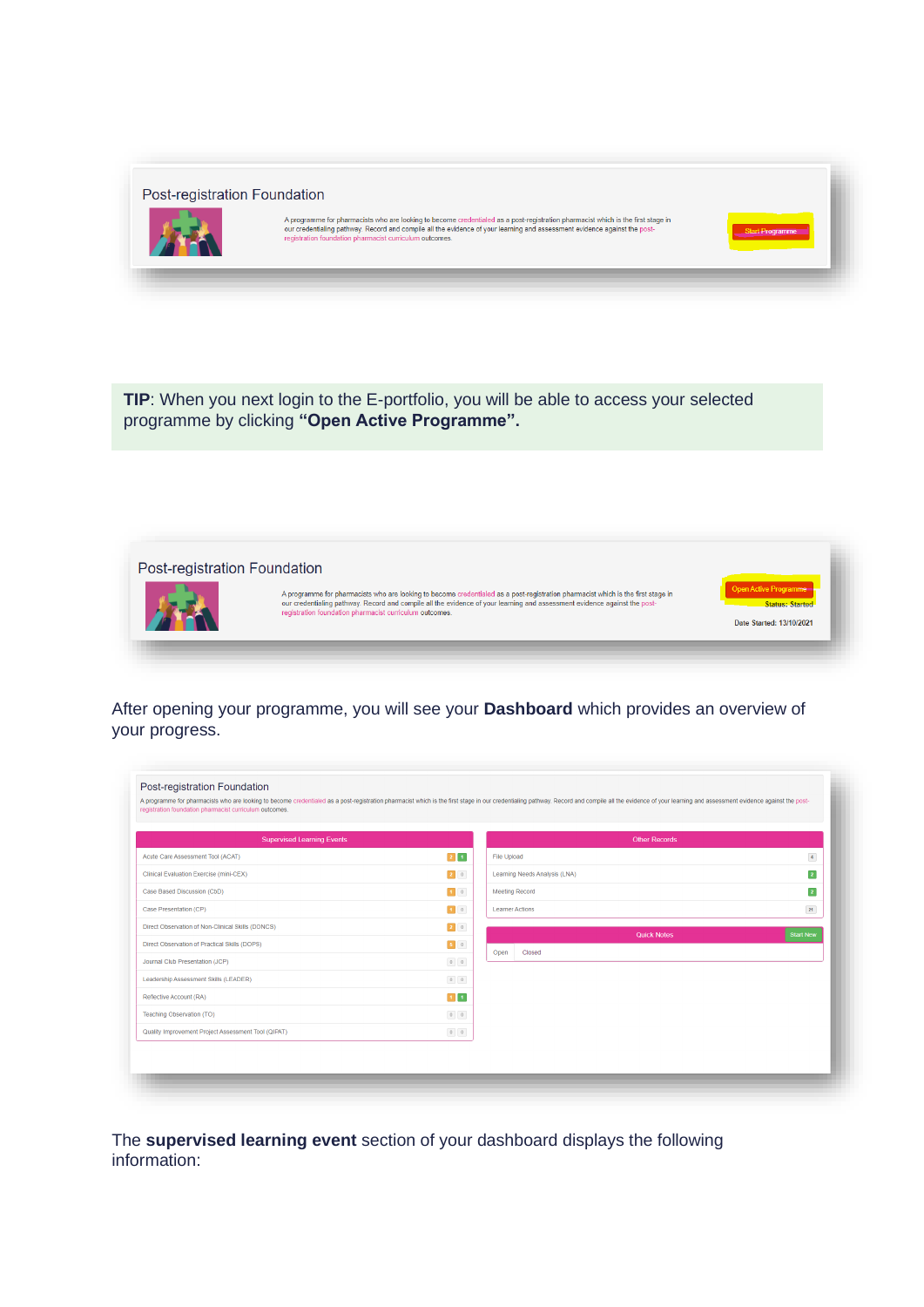Post-registration Foundation

A programme for pharmacists who are looking to become credentialed as a post-registration pharmacist which is the first stage in our credentialing pathway. Record and compile all the evidence of your learning and assessment evidence against the post-registration foundation pharmacist curriculum outcomes.

Start Programme

**TIP**: When you next login to the E-portfolio, you will be able to access your selected programme by clicking **"Open Active Programme".**

Post-registration Foundation

A programme for pharmacists who are looking to become credentialed as a post-registration pharmacist which is the first stage in our credentialing pathway. Record and compile all the evidence of your learning and assessment evidence against the post-registration foundation pharmacist curriculum outcomes.

Open Active Programme

Status: Started

Date Started: 13/10/2021

After opening your programme, you will see your **Dashboard** which provides an overview of your progress.

Post-registration Foundation

A programme for pharmacists who are looking to become credentialed as a post-registration pharmacist which is the first stage in our credentialing pathway. Record and compile all the evidence of your learning and assessment evidence against the post-registration foundation pharmacist curriculum outcomes.

| Supervised Learning Events | | |
|---|---|---|
| Acute Care Assessment Tool (ACAT) | 2 | 1 |
| Clinical Evaluation Exercise (mini-CEX) | 2 | 0 |
| Case Based Discussion (CbD) | 1 | 0 |
| Case Presentation (CP) | 1 | 0 |
| Direct Observation of Non-Clinical Skills (DONCS) | 2 | 0 |
| Direct Observation of Practical Skills (DOPS) | 5 | 0 |
| Journal Club Presentation (JCP) | 0 | 0 |
| Leadership Assessment Skills (LEADER) | 0 | 0 |
| Reflective Account (RA) | 1 | 1 |
| Teaching Observation (TO) | 0 | 0 |
| Quality Improvement Project Assessment Tool (QIPAT) | 0 | 0 |

| Other Records | |
|---|---|
| File Upload | 4 |
| Learning Needs Analysis (LNA) | 2 |
| Meeting Record | 2 |
| Learner Actions | 21 |

| Quick Notes | Start New |
|---|---|
| Open | Closed |

The **supervised learning event** section of your dashboard displays the following information: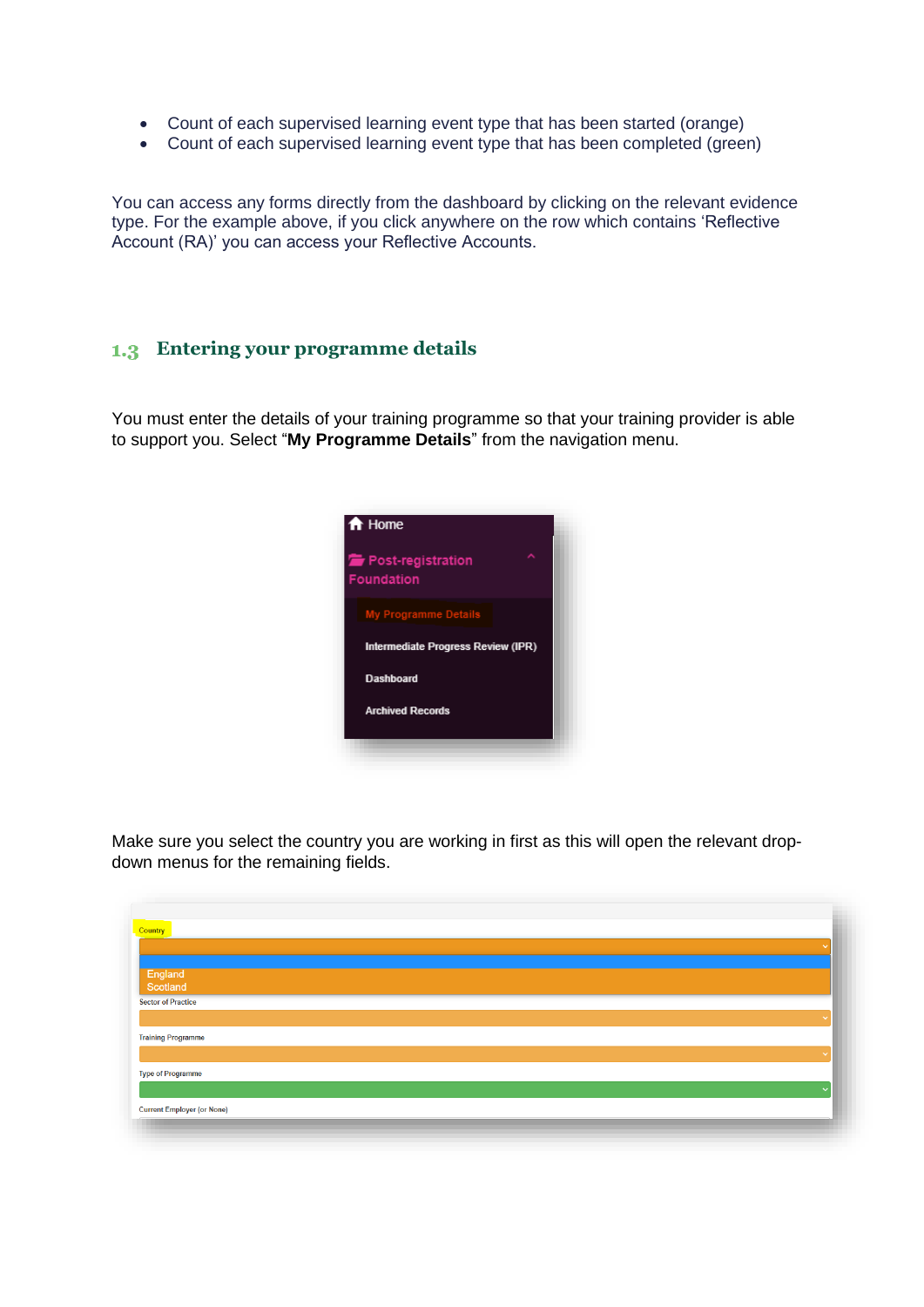- Count of each supervised learning event type that has been started (orange)
- Count of each supervised learning event type that has been completed (green)

You can access any forms directly from the dashboard by clicking on the relevant evidence type. For the example above, if you click anywhere on the row which contains 'Reflective Account (RA)' you can access your Reflective Accounts.

## 1.3 Entering your programme details

You must enter the details of your training programme so that your training provider is able to support you. Select "**My Programme Details**" from the navigation menu.

Make sure you select the country you are working in first as this will open the relevant drop-down menus for the remaining fields.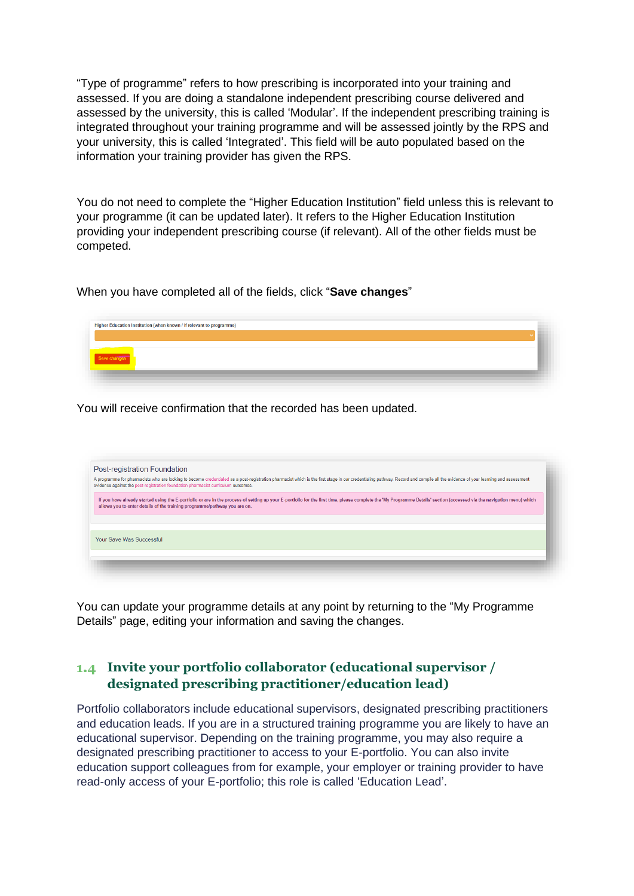"Type of programme" refers to how prescribing is incorporated into your training and assessed. If you are doing a standalone independent prescribing course delivered and assessed by the university, this is called 'Modular'. If the independent prescribing training is integrated throughout your training programme and will be assessed jointly by the RPS and your university, this is called 'Integrated'. This field will be auto populated based on the information your training provider has given the RPS.

You do not need to complete the "Higher Education Institution" field unless this is relevant to your programme (it can be updated later). It refers to the Higher Education Institution providing your independent prescribing course (if relevant). All of the other fields must be competed.

When you have completed all of the fields, click "**Save changes**"

Higher Education Institution (when known / if relevant to programme)

Save changes

You will receive confirmation that the recorded has been updated.

Post-registration Foundation

A programme for pharmacists who are looking to become credentialed as a post-registration pharmacist which is the first stage in our credentialing pathway. Record and compile all the evidence of your learning and assessment evidence against the post-registration foundation pharmacist curriculum outcomes.

If you have already started using the E-portfolio or are in the process of setting up your E-portfolio for the first time, please complete the 'My Programme Details' section (accessed via the navigation menu) which allows you to enter details of the training programme/pathway you are on.

Your Save Was Successful

You can update your programme details at any point by returning to the "My Programme Details" page, editing your information and saving the changes.

## 1.4 Invite your portfolio collaborator (educational supervisor / designated prescribing practitioner/education lead)

Portfolio collaborators include educational supervisors, designated prescribing practitioners and education leads. If you are in a structured training programme you are likely to have an educational supervisor. Depending on the training programme, you may also require a designated prescribing practitioner to access to your E-portfolio. You can also invite education support colleagues from for example, your employer or training provider to have read-only access of your E-portfolio; this role is called 'Education Lead'.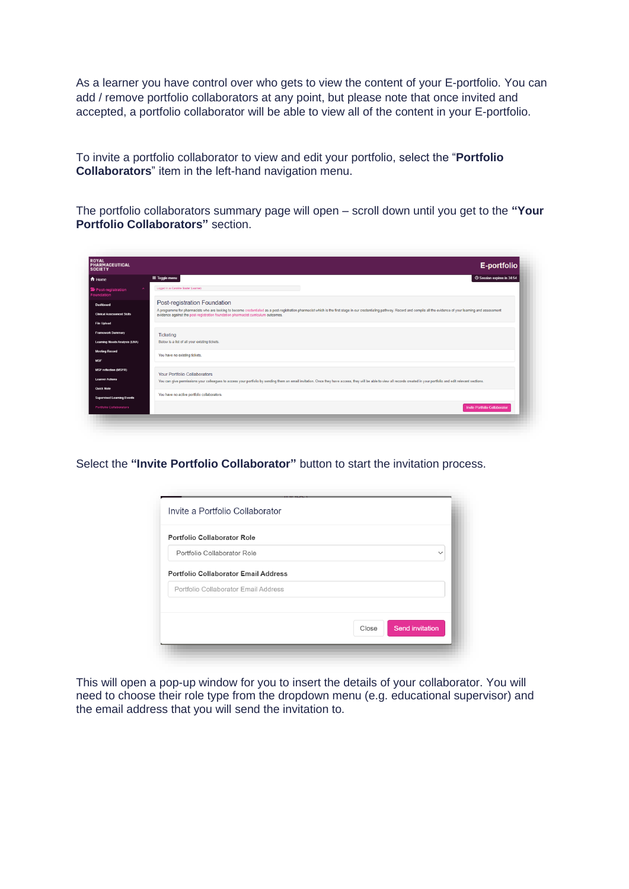As a learner you have control over who gets to view the content of your E-portfolio. You can add / remove portfolio collaborators at any point, but please note that once invited and accepted, a portfolio collaborator will be able to view all of the content in your E-portfolio.

To invite a portfolio collaborator to view and edit your portfolio, select the "**Portfolio Collaborators**" item in the left-hand navigation menu.

The portfolio collaborators summary page will open – scroll down until you get to the **"Your Portfolio Collaborators"** section.

Select the **"Invite Portfolio Collaborator"** button to start the invitation process.

This will open a pop-up window for you to insert the details of your collaborator. You will need to choose their role type from the dropdown menu (e.g. educational supervisor) and the email address that you will send the invitation to.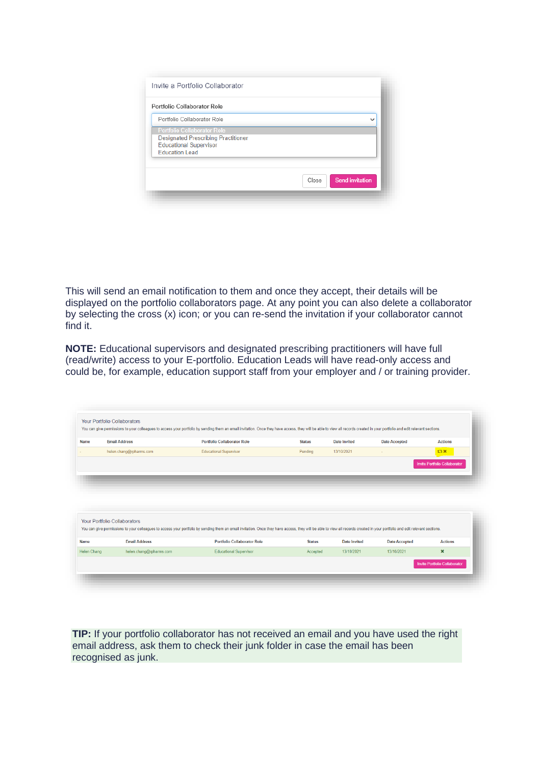Invite a Portfolio Collaborator

Portfolio Collaborator Role

Portfolio Collaborator Role

- Portfolio Collaborator Role
- Designated Prescribing Practitioner
- Educational Supervisor
- Education Lead

Close | Send invitation

This will send an email notification to them and once they accept, their details will be displayed on the portfolio collaborators page. At any point you can also delete a collaborator by selecting the cross (x) icon; or you can re-send the invitation if your collaborator cannot find it.

**NOTE:** Educational supervisors and designated prescribing practitioners will have full (read/write) access to your E-portfolio. Education Leads will have read-only access and could be, for example, education support staff from your employer and / or training provider.

Your Portfolio Collaborators

You can give permissions to your colleagues to access your portfolio by sending them an email invitation. Once they have access, they will be able to view all records created in your portfolio and edit relevant sections.

| Name | Email Address | Portfolio Collaborator Role | Status | Date Invited | Date Accepted | Actions |
|---|---|---|---|---|---|---|
| - | helen.chang@rpharms.com | Educational Supervisor | Pending | 13/10/2021 | - | ✖ |

Invite Portfolio Collaborator

Your Portfolio Collaborators

You can give permissions to your colleagues to access your portfolio by sending them an email invitation. Once they have access, they will be able to view all records created in your portfolio and edit relevant sections.

| Name | Email Address | Portfolio Collaborator Role | Status | Date Invited | Date Accepted | Actions |
|---|---|---|---|---|---|---|
| Helen Chang | helen.chang@rpharms.com | Educational Supervisor | Accepted | 13/10/2021 | 13/10/2021 | ✖ |

Invite Portfolio Collaborator

**TIP:** If your portfolio collaborator has not received an email and you have used the right email address, ask them to check their junk folder in case the email has been recognised as junk.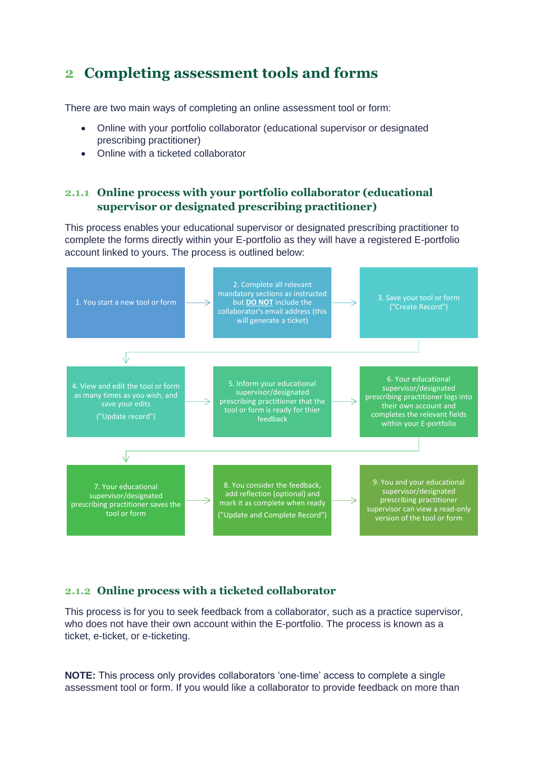## 2 Completing assessment tools and forms

There are two main ways of completing an online assessment tool or form:

- Online with your portfolio collaborator (educational supervisor or designated prescribing practitioner)
- Online with a ticketed collaborator

### 2.1.1 Online process with your portfolio collaborator (educational supervisor or designated prescribing practitioner)

This process enables your educational supervisor or designated prescribing practitioner to complete the forms directly within your E-portfolio as they will have a registered E-portfolio account linked to yours. The process is outlined below:

1. You start a new tool or form
2. Complete all relevant mandatory sections as instructed but **DO NOT** include the collaborator's email address (this will generate a ticket)
3. Save your tool or form ("Create Record")
4. View and edit the tool or form as many times as you wish, and save your edits ("Update record")
5. Inform your educational supervisor/designated prescribing practitioner that the tool or form is ready for thier feedback
6. Your educational supervisor/designated prescribing practitioner logs into their own account and completes the relevant fields within your E-portfolio
7. Your educational supervisor/designated prescribing practitioner saves the tool or form
8. You consider the feedback, add reflection (optional) and mark it as complete when ready ("Update and Complete Record")
9. You and your educational supervisor/designated prescribing practitioner supervisor can view a read-only version of the tool or form

### 2.1.2 Online process with a ticketed collaborator

This process is for you to seek feedback from a collaborator, such as a practice supervisor, who does not have their own account within the E-portfolio. The process is known as a ticket, e-ticket, or e-ticketing.

**NOTE:** This process only provides collaborators 'one-time' access to complete a single assessment tool or form. If you would like a collaborator to provide feedback on more than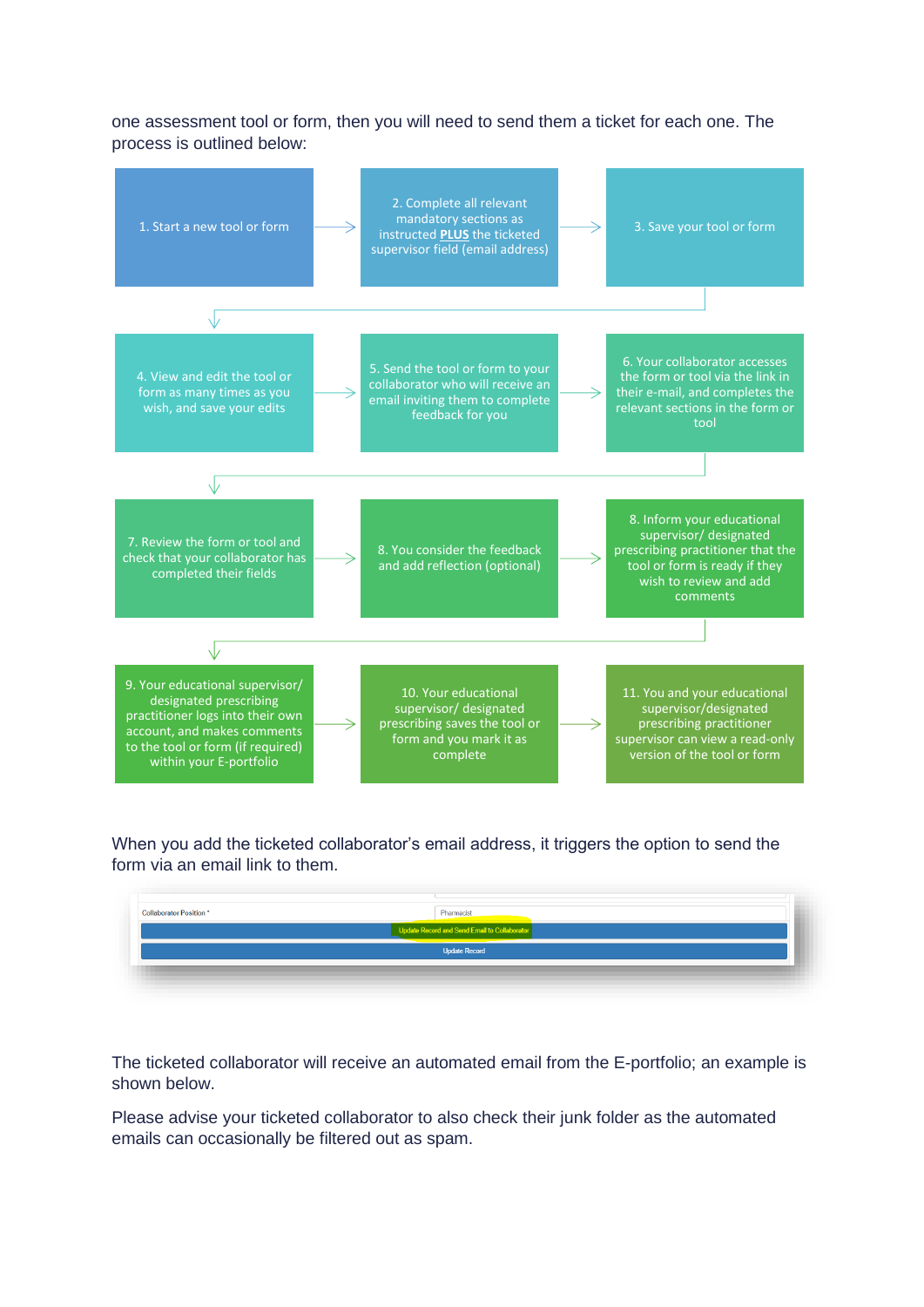one assessment tool or form, then you will need to send them a ticket for each one. The process is outlined below:

1. Start a new tool or form
2. Complete all relevant mandatory sections as instructed **PLUS** the ticketed supervisor field (email address)
3. Save your tool or form
4. View and edit the tool or form as many times as you wish, and save your edits
5. Send the tool or form to your collaborator who will receive an email inviting them to complete feedback for you
6. Your collaborator accesses the form or tool via the link in their e-mail, and completes the relevant sections in the form or tool
7. Review the form or tool and check that your collaborator has completed their fields
8. You consider the feedback and add reflection (optional)
8. Inform your educational supervisor/ designated prescribing practitioner that the tool or form is ready if they wish to review and add comments
9. Your educational supervisor/ designated prescribing practitioner logs into their own account, and makes comments to the tool or form (if required) within your E-portfolio
10. Your educational supervisor/ designated prescribing saves the tool or form and you mark it as complete
11. You and your educational supervisor/designated prescribing practitioner supervisor can view a read-only version of the tool or form

When you add the ticketed collaborator's email address, it triggers the option to send the form via an email link to them.

| Collaborator Position * | Pharmacist |
|---|---|
| Update Record and Send Email to Collaborator | |
| Update Record | |

The ticketed collaborator will receive an automated email from the E-portfolio; an example is shown below.

Please advise your ticketed collaborator to also check their junk folder as the automated emails can occasionally be filtered out as spam.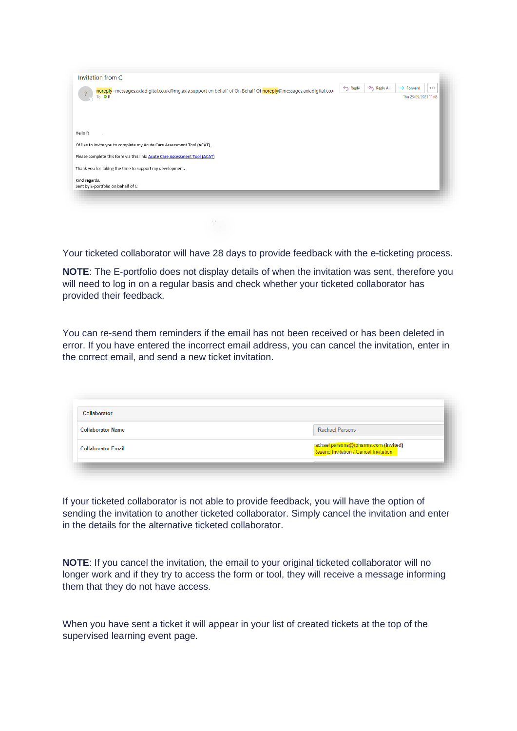Invitation from C

noreply=messages.axiadigital.co.uk@mg.axia.support on behalf of On Behalf Of noreply@messages.axiadigital.co.uk

To R

Thu 23/09/2021 11:43

Hello R

I'd like to invite you to complete my Acute Care Assessment Tool (ACAT).

Please complete this form via this link: Acute Care Assessment Tool (ACAT)

Thank you for taking the time to support my development.

Kind regards,
Sent by E-portfolio on behalf of C

Your ticketed collaborator will have 28 days to provide feedback with the e-ticketing process.

**NOTE**: The E-portfolio does not display details of when the invitation was sent, therefore you will need to log in on a regular basis and check whether your ticketed collaborator has provided their feedback.

You can re-send them reminders if the email has not been received or has been deleted in error. If you have entered the incorrect email address, you can cancel the invitation, enter in the correct email, and send a new ticket invitation.

| Collaborator | |
|---|---|
| Collaborator Name | Rachael Parsons |
| Collaborator Email | rachael.parsons@rpharms.com (Invited) Resend Invitation / Cancel Invitation |

If your ticketed collaborator is not able to provide feedback, you will have the option of sending the invitation to another ticketed collaborator. Simply cancel the invitation and enter in the details for the alternative ticketed collaborator.

**NOTE**: If you cancel the invitation, the email to your original ticketed collaborator will no longer work and if they try to access the form or tool, they will receive a message informing them that they do not have access.

When you have sent a ticket it will appear in your list of created tickets at the top of the supervised learning event page.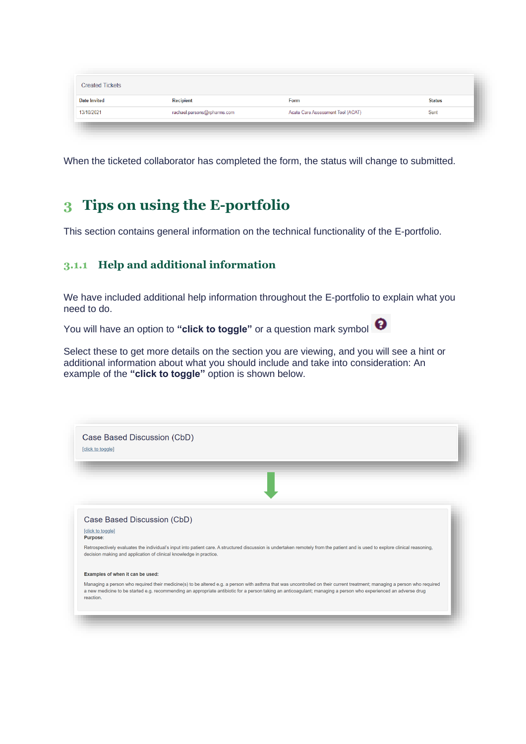Created Tickets

| Date Invited | Recipient | Form | Status |
| --- | --- | --- | --- |
| 13/10/2021 | rachael.parsons@rpharms.com | Acute Care Assessment Tool (ACAT) | Sent |

When the ticketed collaborator has completed the form, the status will change to submitted.

# 3 Tips on using the E-portfolio

This section contains general information on the technical functionality of the E-portfolio.

### 3.1.1 Help and additional information

We have included additional help information throughout the E-portfolio to explain what you need to do.

You will have an option to **"click to toggle"** or a question mark symbol

Select these to get more details on the section you are viewing, and you will see a hint or additional information about what you should include and take into consideration: An example of the **"click to toggle"** option is shown below.

Case Based Discussion (CbD)

[click to toggle]

Case Based Discussion (CbD)

[click to toggle]

**Purpose:**

Retrospectively evaluates the individual's input into patient care. A structured discussion is undertaken remotely from the patient and is used to explore clinical reasoning, decision making and application of clinical knowledge in practice.

**Examples of when it can be used:**

Managing a person who required their medicine(s) to be altered e.g. a person with asthma that was uncontrolled on their current treatment; managing a person who required a new medicine to be started e.g. recommending an appropriate antibiotic for a person taking an anticoagulant; managing a person who experienced an adverse drug reaction.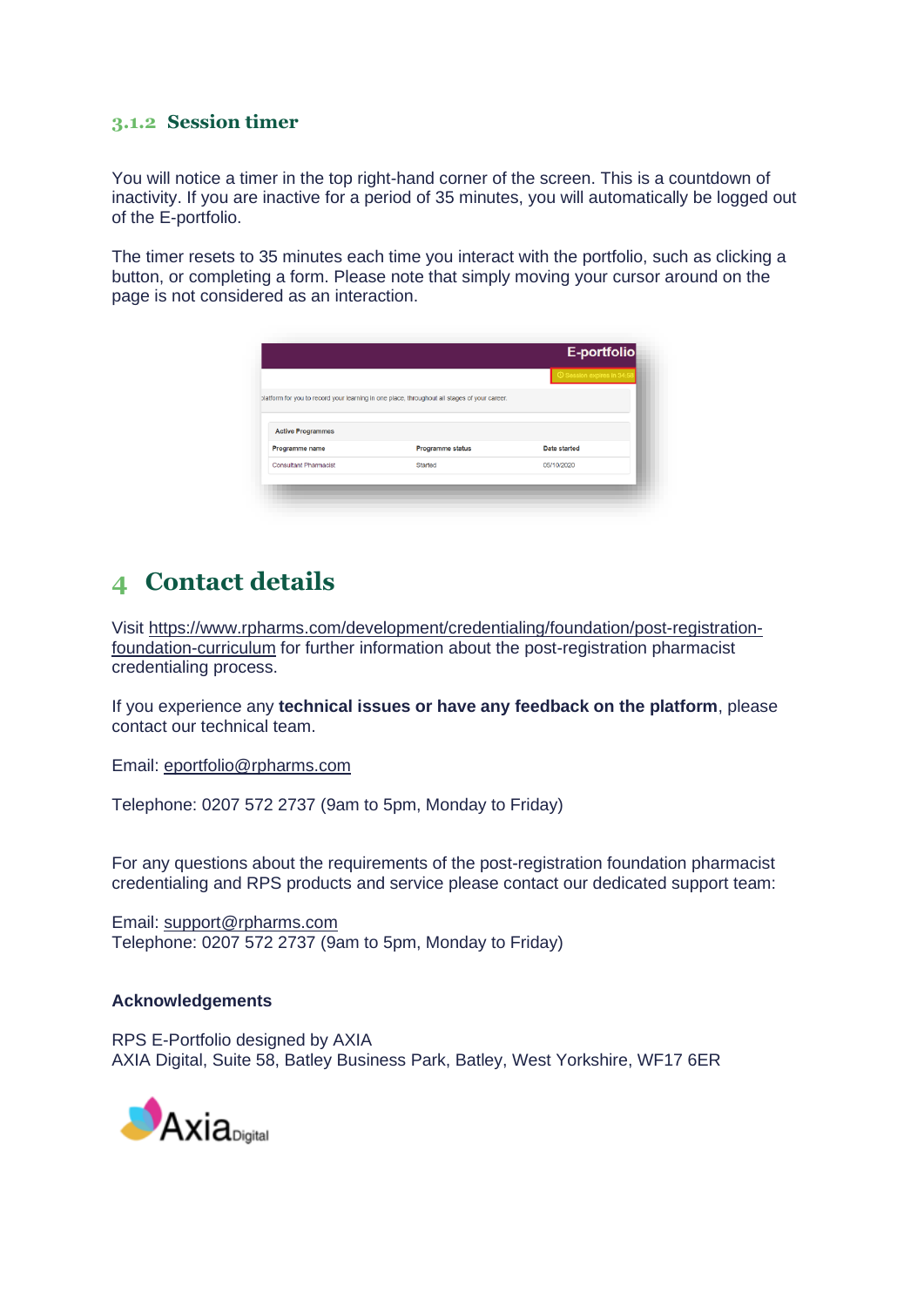### 3.1.2 Session timer

You will notice a timer in the top right-hand corner of the screen. This is a countdown of inactivity. If you are inactive for a period of 35 minutes, you will automatically be logged out of the E-portfolio.

The timer resets to 35 minutes each time you interact with the portfolio, such as clicking a button, or completing a form. Please note that simply moving your cursor around on the page is not considered as an interaction.

## 4 Contact details

Visit https://www.rpharms.com/development/credentialing/foundation/post-registration-foundation-curriculum for further information about the post-registration pharmacist credentialing process.

If you experience any **technical issues or have any feedback on the platform**, please contact our technical team.

Email: eportfolio@rpharms.com

Telephone: 0207 572 2737 (9am to 5pm, Monday to Friday)

For any questions about the requirements of the post-registration foundation pharmacist credentialing and RPS products and service please contact our dedicated support team:

Email: support@rpharms.com
Telephone: 0207 572 2737 (9am to 5pm, Monday to Friday)

**Acknowledgements**

RPS E-Portfolio designed by AXIA
AXIA Digital, Suite 58, Batley Business Park, Batley, West Yorkshire, WF17 6ER